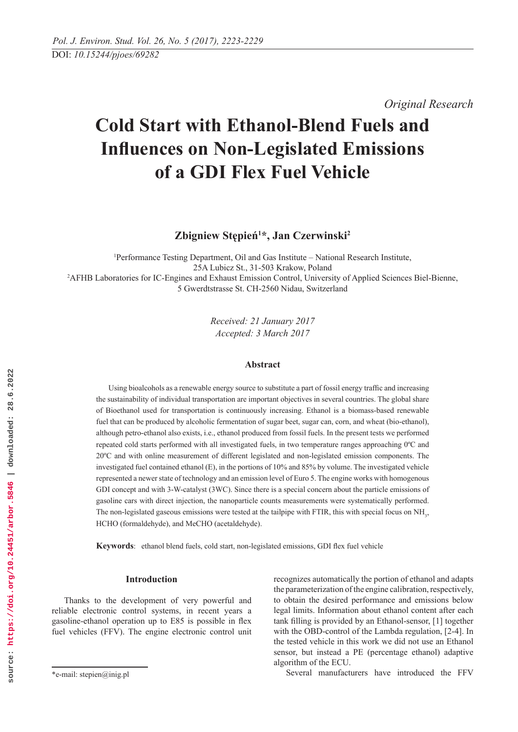DOI: 10.15244/pjoes/69282

*Original Research*

# Cold Start with Ethanol-Blend Fuels and Influences on Non-Legislated Emissions of a GDI Flex Fuel Vehicle

**Zbigniew Stępień[1]*, Jan Czerwinski[2]**

[1]Performance Testing Department, Oil and Gas Institute – National Research Institute, 25A Lubicz St., 31-503 Krakow, Poland
[2]AFHB Laboratories for IC-Engines and Exhaust Emission Control, University of Applied Sciences Biel-Bienne, 5 Gwerdtstrasse St. CH-2560 Nidau, Switzerland

*Received: 21 January 2017*
*Accepted: 3 March 2017*

## Abstract

Using bioalcohols as a renewable energy source to substitute a part of fossil energy traffic and increasing the sustainability of individual transportation are important objectives in several countries. The global share of Bioethanol used for transportation is continuously increasing. Ethanol is a biomass-based renewable fuel that can be produced by alcoholic fermentation of sugar beet, sugar can, corn, and wheat (bio-ethanol), although petro-ethanol also exists, i.e., ethanol produced from fossil fuels. In the present tests we performed repeated cold starts performed with all investigated fuels, in two temperature ranges approaching 0ºC and 20ºC and with online measurement of different legislated and non-legislated emission components. The investigated fuel contained ethanol (E), in the portions of 10% and 85% by volume. The investigated vehicle represented a newer state of technology and an emission level of Euro 5. The engine works with homogenous GDI concept and with 3-W-catalyst (3WC). Since there is a special concern about the particle emissions of gasoline cars with direct injection, the nanoparticle counts measurements were systematically performed. The non-legislated gaseous emissions were tested at the tailpipe with FTIR, this with special focus on $NH_3$, HCHO (formaldehyde), and MeCHO (acetaldehyde).

**Keywords**: ethanol blend fuels, cold start, non-legislated emissions, GDI flex fuel vehicle

## Introduction

Thanks to the development of very powerful and reliable electronic control systems, in recent years a gasoline-ethanol operation up to E85 is possible in flex fuel vehicles (FFV). The engine electronic control unit recognizes automatically the portion of ethanol and adapts the parameterization of the engine calibration, respectively, to obtain the desired performance and emissions below legal limits. Information about ethanol content after each tank filling is provided by an Ethanol-sensor, [1] together with the OBD-control of the Lambda regulation, [2-4]. In the tested vehicle in this work we did not use an Ethanol sensor, but instead a PE (percentage ethanol) adaptive algorithm of the ECU.

Several manufacturers have introduced the FFV

*e-mail: stepien@inig.pl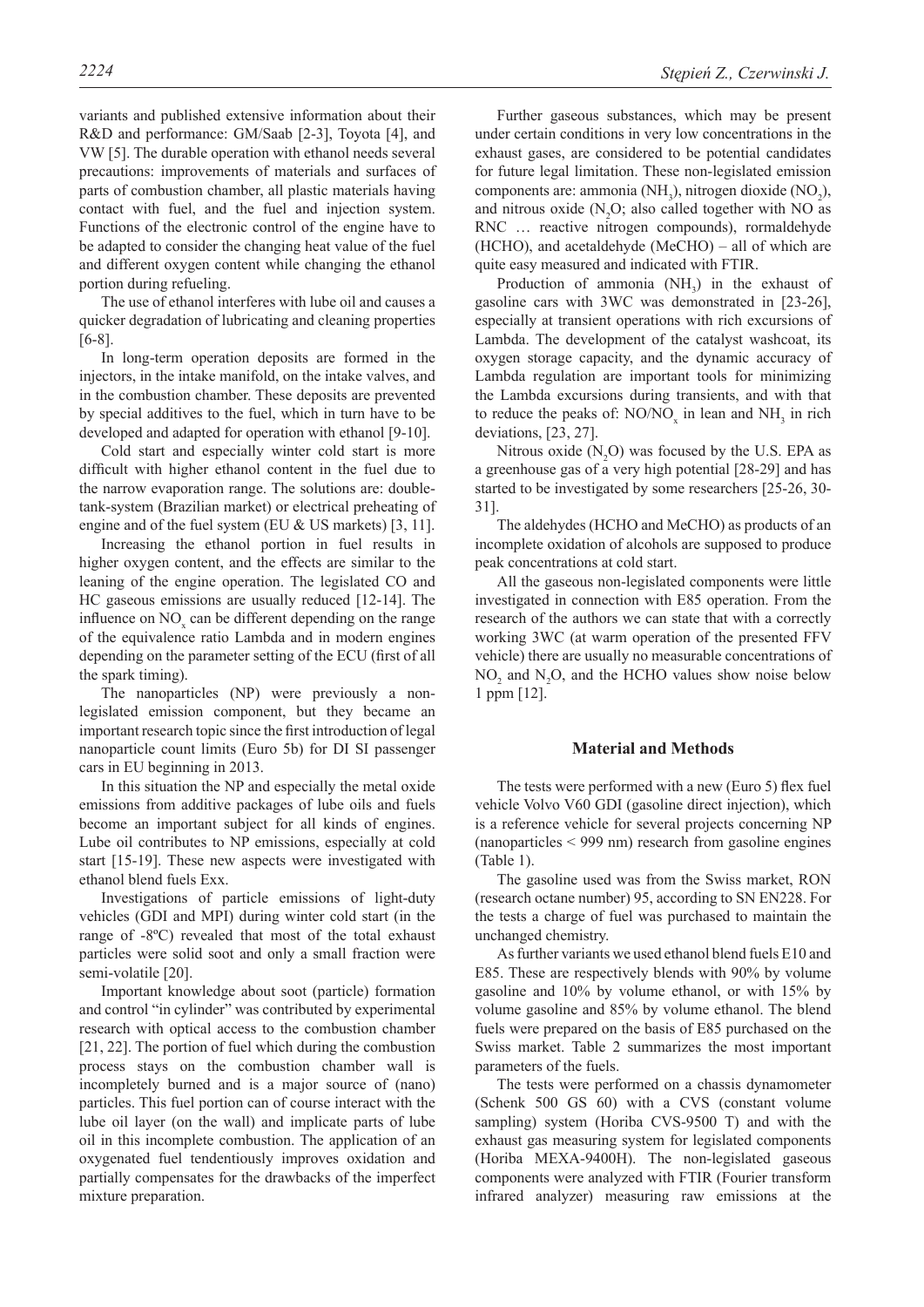variants and published extensive information about their R&D and performance: GM/Saab [2-3], Toyota [4], and VW [5]. The durable operation with ethanol needs several precautions: improvements of materials and surfaces of parts of combustion chamber, all plastic materials having contact with fuel, and the fuel and injection system. Functions of the electronic control of the engine have to be adapted to consider the changing heat value of the fuel and different oxygen content while changing the ethanol portion during refueling.

The use of ethanol interferes with lube oil and causes a quicker degradation of lubricating and cleaning properties [6-8].

In long-term operation deposits are formed in the injectors, in the intake manifold, on the intake valves, and in the combustion chamber. These deposits are prevented by special additives to the fuel, which in turn have to be developed and adapted for operation with ethanol [9-10].

Cold start and especially winter cold start is more difficult with higher ethanol content in the fuel due to the narrow evaporation range. The solutions are: double-tank-system (Brazilian market) or electrical preheating of engine and of the fuel system (EU & US markets) [3, 11].

Increasing the ethanol portion in fuel results in higher oxygen content, and the effects are similar to the leaning of the engine operation. The legislated CO and HC gaseous emissions are usually reduced [12-14]. The influence on $NO_x$ can be different depending on the range of the equivalence ratio Lambda and in modern engines depending on the parameter setting of the ECU (first of all the spark timing).

The nanoparticles (NP) were previously a non-legislated emission component, but they became an important research topic since the first introduction of legal nanoparticle count limits (Euro 5b) for DI SI passenger cars in EU beginning in 2013.

In this situation the NP and especially the metal oxide emissions from additive packages of lube oils and fuels become an important subject for all kinds of engines. Lube oil contributes to NP emissions, especially at cold start [15-19]. These new aspects were investigated with ethanol blend fuels Exx.

Investigations of particle emissions of light-duty vehicles (GDI and MPI) during winter cold start (in the range of -8ºC) revealed that most of the total exhaust particles were solid soot and only a small fraction were semi-volatile [20].

Important knowledge about soot (particle) formation and control "in cylinder" was contributed by experimental research with optical access to the combustion chamber [21, 22]. The portion of fuel which during the combustion process stays on the combustion chamber wall is incompletely burned and is a major source of (nano) particles. This fuel portion can of course interact with the lube oil layer (on the wall) and implicate parts of lube oil in this incomplete combustion. The application of an oxygenated fuel tendentiously improves oxidation and partially compensates for the drawbacks of the imperfect mixture preparation.

Further gaseous substances, which may be present under certain conditions in very low concentrations in the exhaust gases, are considered to be potential candidates for future legal limitation. These non-legislated emission components are: ammonia ($NH_3$), nitrogen dioxide ($NO_2$), and nitrous oxide ($N_2O$; also called together with NO as RNC … reactive nitrogen compounds), rormaldehyde (HCHO), and acetaldehyde (MeCHO) – all of which are quite easy measured and indicated with FTIR.

Production of ammonia ($NH_3$) in the exhaust of gasoline cars with 3WC was demonstrated in [23-26], especially at transient operations with rich excursions of Lambda. The development of the catalyst washcoat, its oxygen storage capacity, and the dynamic accuracy of Lambda regulation are important tools for minimizing the Lambda excursions during transients, and with that to reduce the peaks of: $NO/NO_x$ in lean and $NH_3$ in rich deviations, [23, 27].

Nitrous oxide ($N_2O$) was focused by the U.S. EPA as a greenhouse gas of a very high potential [28-29] and has started to be investigated by some researchers [25-26, 30-31].

The aldehydes (HCHO and MeCHO) as products of an incomplete oxidation of alcohols are supposed to produce peak concentrations at cold start.

All the gaseous non-legislated components were little investigated in connection with E85 operation. From the research of the authors we can state that with a correctly working 3WC (at warm operation of the presented FFV vehicle) there are usually no measurable concentrations of $NO_2$ and $N_2O$, and the HCHO values show noise below 1 ppm [12].

## Material and Methods

The tests were performed with a new (Euro 5) flex fuel vehicle Volvo V60 GDI (gasoline direct injection), which is a reference vehicle for several projects concerning NP (nanoparticles < 999 nm) research from gasoline engines (Table 1).

The gasoline used was from the Swiss market, RON (research octane number) 95, according to SN EN228. For the tests a charge of fuel was purchased to maintain the unchanged chemistry.

As further variants we used ethanol blend fuels E10 and E85. These are respectively blends with 90% by volume gasoline and 10% by volume ethanol, or with 15% by volume gasoline and 85% by volume ethanol. The blend fuels were prepared on the basis of E85 purchased on the Swiss market. Table 2 summarizes the most important parameters of the fuels.

The tests were performed on a chassis dynamometer (Schenk 500 GS 60) with a CVS (constant volume sampling) system (Horiba CVS-9500 T) and with the exhaust gas measuring system for legislated components (Horiba MEXA-9400H). The non-legislated gaseous components were analyzed with FTIR (Fourier transform infrared analyzer) measuring raw emissions at the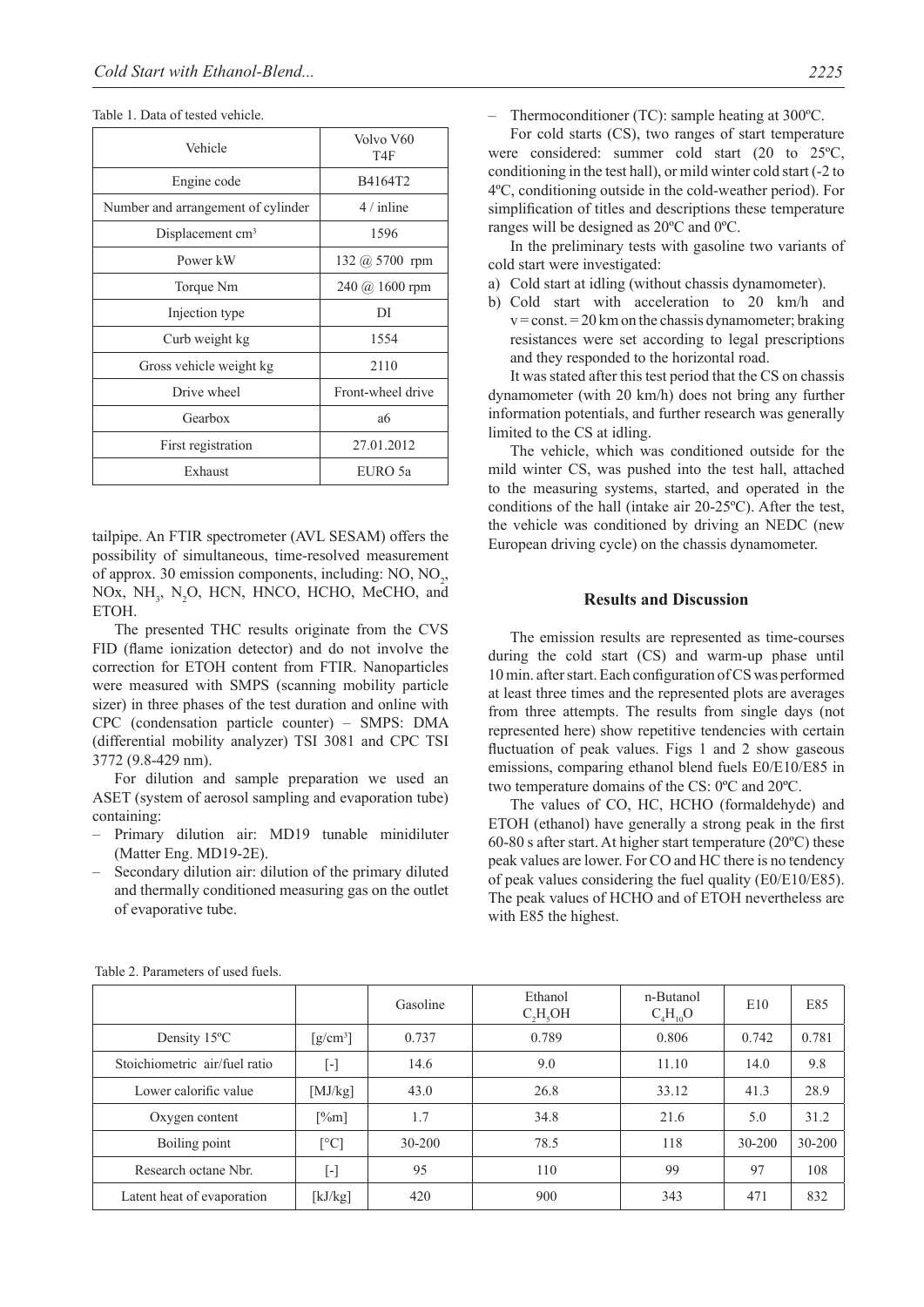Table 1. Data of tested vehicle.

| Vehicle | Volvo V60 T4F |
|---|---|
| Engine code | B4164T2 |
| Number and arrangement of cylinder | 4 / inline |
| Displacement $cm^3$ | 1596 |
| Power kW | 132 @ 5700 rpm |
| Torque Nm | 240 @ 1600 rpm |
| Injection type | DI |
| Curb weight kg | 1554 |
| Gross vehicle weight kg | 2110 |
| Drive wheel | Front-wheel drive |
| Gearbox | a6 |
| First registration | 27.01.2012 |
| Exhaust | EURO 5a |

tailpipe. An FTIR spectrometer (AVL SESAM) offers the possibility of simultaneous, time-resolved measurement of approx. 30 emission components, including: NO, $NO_2$, NOx, $NH_3$, $N_2O$, HCN, HNCO, HCHO, MeCHO, and ETOH.

The presented THC results originate from the CVS FID (flame ionization detector) and do not involve the correction for ETOH content from FTIR. Nanoparticles were measured with SMPS (scanning mobility particle sizer) in three phases of the test duration and online with CPC (condensation particle counter) – SMPS: DMA (differential mobility analyzer) TSI 3081 and CPC TSI 3772 (9.8-429 nm).

For dilution and sample preparation we used an ASET (system of aerosol sampling and evaporation tube) containing:

- Primary dilution air: MD19 tunable minidiluter (Matter Eng. MD19-2E).
- Secondary dilution air: dilution of the primary diluted and thermally conditioned measuring gas on the outlet of evaporative tube.
- Thermoconditioner (TC): sample heating at 300ºC.

For cold starts (CS), two ranges of start temperature were considered: summer cold start (20 to 25ºC, conditioning in the test hall), or mild winter cold start (-2 to 4ºC, conditioning outside in the cold-weather period). For simplification of titles and descriptions these temperature ranges will be designed as 20ºC and 0ºC.

In the preliminary tests with gasoline two variants of cold start were investigated:

a) Cold start at idling (without chassis dynamometer).
b) Cold start with acceleration to 20 km/h and v = const. = 20 km on the chassis dynamometer; braking resistances were set according to legal prescriptions and they responded to the horizontal road.

It was stated after this test period that the CS on chassis dynamometer (with 20 km/h) does not bring any further information potentials, and further research was generally limited to the CS at idling.

The vehicle, which was conditioned outside for the mild winter CS, was pushed into the test hall, attached to the measuring systems, started, and operated in the conditions of the hall (intake air 20-25ºC). After the test, the vehicle was conditioned by driving an NEDC (new European driving cycle) on the chassis dynamometer.

## Results and Discussion

The emission results are represented as time-courses during the cold start (CS) and warm-up phase until 10 min. after start. Each configuration of CS was performed at least three times and the represented plots are averages from three attempts. The results from single days (not represented here) show repetitive tendencies with certain fluctuation of peak values. Figs 1 and 2 show gaseous emissions, comparing ethanol blend fuels E0/E10/E85 in two temperature domains of the CS: 0ºC and 20ºC.

The values of CO, HC, HCHO (formaldehyde) and ETOH (ethanol) have generally a strong peak in the first 60-80 s after start. At higher start temperature (20ºC) these peak values are lower. For CO and HC there is no tendency of peak values considering the fuel quality (E0/E10/E85). The peak values of HCHO and of ETOH nevertheless are with E85 the highest.

Table 2. Parameters of used fuels.

| | | Gasoline | Ethanol $C_2H_5OH$ | n-Butanol $C_4H_{10}O$ | E10 | E85 |
|---|---|---|---|---|---|---|
| Density 15ºC | [g/cm³] | 0.737 | 0.789 | 0.806 | 0.742 | 0.781 |
| Stoichiometric air/fuel ratio | [-] | 14.6 | 9.0 | 11.10 | 14.0 | 9.8 |
| Lower calorific value | [MJ/kg] | 43.0 | 26.8 | 33.12 | 41.3 | 28.9 |
| Oxygen content | [%m] | 1.7 | 34.8 | 21.6 | 5.0 | 31.2 |
| Boiling point | [°C] | 30-200 | 78.5 | 118 | 30-200 | 30-200 |
| Research octane Nbr. | [-] | 95 | 110 | 99 | 97 | 108 |
| Latent heat of evaporation | [kJ/kg] | 420 | 900 | 343 | 471 | 832 |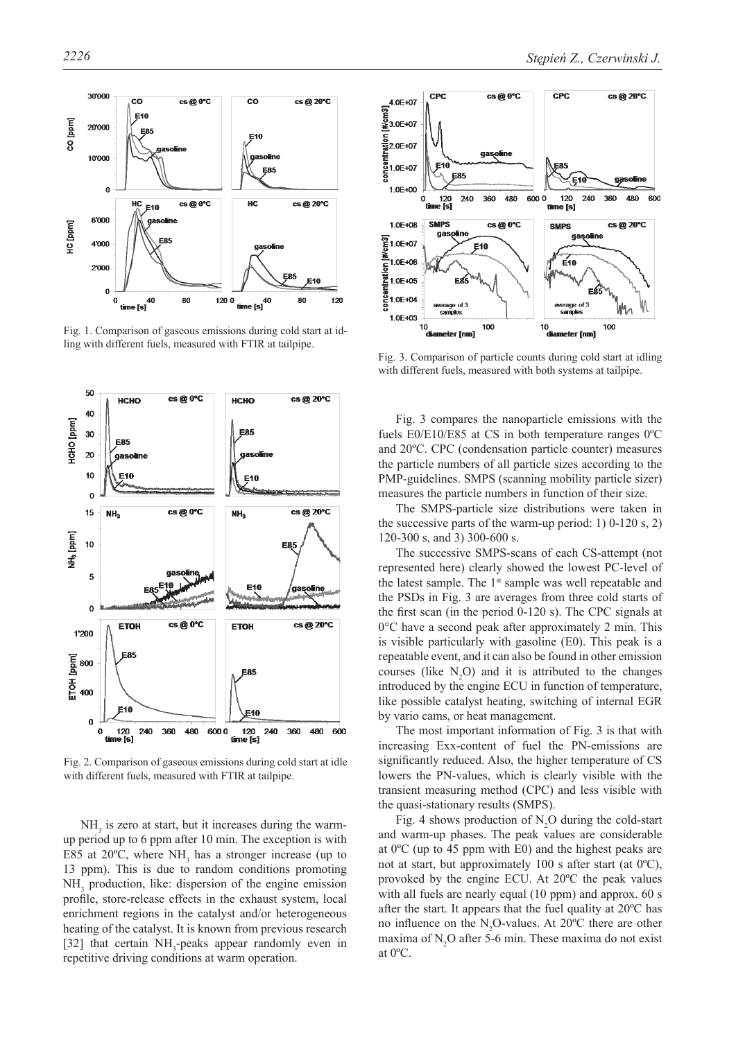Fig. 1. Comparison of gaseous emissions during cold start at idling with different fuels, measured with FTIR at tailpipe.

Fig. 2. Comparison of gaseous emissions during cold start at idle with different fuels, measured with FTIR at tailpipe.

$NH_3$ is zero at start, but it increases during the warm-up period up to 6 ppm after 10 min. The exception is with E85 at 20ºC, where $NH_3$ has a stronger increase (up to 13 ppm). This is due to random conditions promoting $NH_3$ production, like: dispersion of the engine emission profile, store-release effects in the exhaust system, local enrichment regions in the catalyst and/or heterogeneous heating of the catalyst. It is known from previous research [32] that certain $NH_3$-peaks appear randomly even in repetitive driving conditions at warm operation.

Fig. 3. Comparison of particle counts during cold start at idling with different fuels, measured with both systems at tailpipe.

Fig. 3 compares the nanoparticle emissions with the fuels E0/E10/E85 at CS in both temperature ranges 0ºC and 20ºC. CPC (condensation particle counter) measures the particle numbers of all particle sizes according to the PMP-guidelines. SMPS (scanning mobility particle sizer) measures the particle numbers in function of their size.

The SMPS-particle size distributions were taken in the successive parts of the warm-up period: 1) 0-120 s, 2) 120-300 s, and 3) 300-600 s.

The successive SMPS-scans of each CS-attempt (not represented here) clearly showed the lowest PC-level of the latest sample. The 1[st] sample was well repeatable and the PSDs in Fig. 3 are averages from three cold starts of the first scan (in the period 0-120 s). The CPC signals at 0°C have a second peak after approximately 2 min. This is visible particularly with gasoline (E0). This peak is a repeatable event, and it can also be found in other emission courses (like $N_2O$) and it is attributed to the changes introduced by the engine ECU in function of temperature, like possible catalyst heating, switching of internal EGR by vario cams, or heat management.

The most important information of Fig. 3 is that with increasing Exx-content of fuel the PN-emissions are significantly reduced. Also, the higher temperature of CS lowers the PN-values, which is clearly visible with the transient measuring method (CPC) and less visible with the quasi-stationary results (SMPS).

Fig. 4 shows production of $N_2O$ during the cold-start and warm-up phases. The peak values are considerable at 0ºC (up to 45 ppm with E0) and the highest peaks are not at start, but approximately 100 s after start (at 0ºC), provoked by the engine ECU. At 20ºC the peak values with all fuels are nearly equal (10 ppm) and approx. 60 s after the start. It appears that the fuel quality at 20ºC has no influence on the $N_2O$-values. At 20ºC there are other maxima of $N_2O$ after 5-6 min. These maxima do not exist at 0ºC.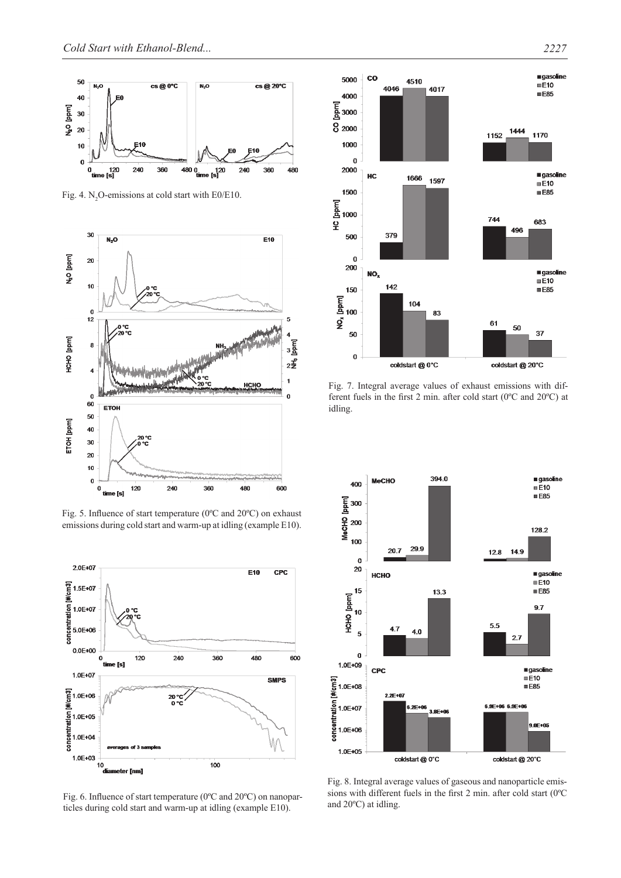Fig. 4. $N_2O$-emissions at cold start with E0/E10.

Fig. 5. Influence of start temperature (0ºC and 20ºC) on exhaust emissions during cold start and warm-up at idling (example E10).

Fig. 6. Influence of start temperature (0ºC and 20ºC) on nanoparticles during cold start and warm-up at idling (example E10).

Fig. 7. Integral average values of exhaust emissions with different fuels in the first 2 min. after cold start (0ºC and 20ºC) at idling.

Fig. 8. Integral average values of gaseous and nanoparticle emissions with different fuels in the first 2 min. after cold start (0ºC and 20ºC) at idling.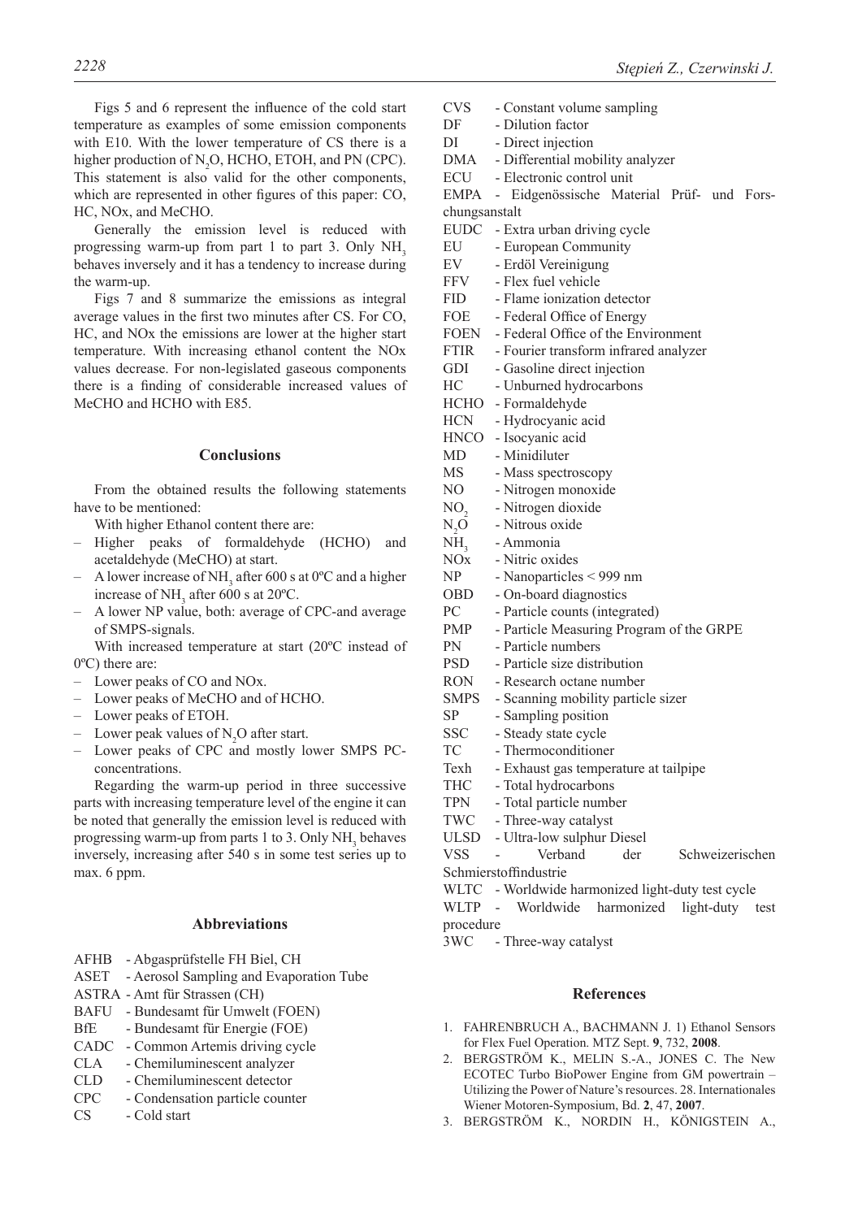Figs 5 and 6 represent the influence of the cold start temperature as examples of some emission components with E10. With the lower temperature of CS there is a higher production of $N_2O$, HCHO, ETOH, and PN (CPC). This statement is also valid for the other components, which are represented in other figures of this paper: CO, HC, NOx, and MeCHO.

Generally the emission level is reduced with progressing warm-up from part 1 to part 3. Only $NH_3$ behaves inversely and it has a tendency to increase during the warm-up.

Figs 7 and 8 summarize the emissions as integral average values in the first two minutes after CS. For CO, HC, and NOx the emissions are lower at the higher start temperature. With increasing ethanol content the NOx values decrease. For non-legislated gaseous components there is a finding of considerable increased values of MeCHO and HCHO with E85.

## Conclusions

From the obtained results the following statements have to be mentioned:

With higher Ethanol content there are:

- Higher peaks of formaldehyde (HCHO) and acetaldehyde (MeCHO) at start.
- A lower increase of $NH_3$ after 600 s at 0ºC and a higher increase of $NH_3$ after 600 s at 20ºC.
- A lower NP value, both: average of CPC-and average of SMPS-signals.

With increased temperature at start (20ºC instead of 0ºC) there are:

- Lower peaks of CO and NOx.
- Lower peaks of MeCHO and of HCHO.
- Lower peaks of ETOH.
- Lower peak values of $N_2O$ after start.
- Lower peaks of CPC and mostly lower SMPS PC-concentrations.

Regarding the warm-up period in three successive parts with increasing temperature level of the engine it can be noted that generally the emission level is reduced with progressing warm-up from parts 1 to 3. Only $NH_3$ behaves inversely, increasing after 540 s in some test series up to max. 6 ppm.

## Abbreviations

AFHB - Abgasprüfstelle FH Biel, CH
ASET - Aerosol Sampling and Evaporation Tube
ASTRA - Amt für Strassen (CH)
BAFU - Bundesamt für Umwelt (FOEN)
BfE - Bundesamt für Energie (FOE)
CADC - Common Artemis driving cycle
CLA - Chemiluminescent analyzer
CLD - Chemiluminescent detector
CPC - Condensation particle counter
CS - Cold start
CVS - Constant volume sampling
DF - Dilution factor
DI - Direct injection
DMA - Differential mobility analyzer
ECU - Electronic control unit
EMPA - Eidgenössische Material Prüf- und Forschungsanstalt
EUDC - Extra urban driving cycle
EU - European Community
EV - Erdöl Vereinigung
FFV - Flex fuel vehicle
FID - Flame ionization detector
FOE - Federal Office of Energy
FOEN - Federal Office of the Environment
FTIR - Fourier transform infrared analyzer
GDI - Gasoline direct injection
HC - Unburned hydrocarbons
HCHO - Formaldehyde
HCN - Hydrocyanic acid
HNCO - Isocyanic acid
MD - Minidiluter
MS - Mass spectroscopy
NO - Nitrogen monoxide
$NO_2$ - Nitrogen dioxide
$N_2O$ - Nitrous oxide
$NH_3$ - Ammonia
NOx - Nitric oxides
NP - Nanoparticles < 999 nm
OBD - On-board diagnostics
PC - Particle counts (integrated)
PMP - Particle Measuring Program of the GRPE
PN - Particle numbers
PSD - Particle size distribution
RON - Research octane number
SMPS - Scanning mobility particle sizer
SP - Sampling position
SSC - Steady state cycle
TC - Thermoconditioner
Texh - Exhaust gas temperature at tailpipe
THC - Total hydrocarbons
TPN - Total particle number
TWC - Three-way catalyst
ULSD - Ultra-low sulphur Diesel
VSS - Verband der Schweizerischen Schmierstoffindustrie
WLTC - Worldwide harmonized light-duty test cycle
WLTP - Worldwide harmonized light-duty test procedure
3WC - Three-way catalyst

## References

1. FAHRENBRUCH A., BACHMANN J. 1) Ethanol Sensors for Flex Fuel Operation. MTZ Sept. **9**, 732, **2008**.
2. BERGSTRÖM K., MELIN S.-A., JONES C. The New ECOTEC Turbo BioPower Engine from GM powertrain – Utilizing the Power of Nature's resources. 28. Internationales Wiener Motoren-Symposium, Bd. **2**, 47, **2007**.
3. BERGSTRÖM K., NORDIN H., KÖNIGSTEIN A.,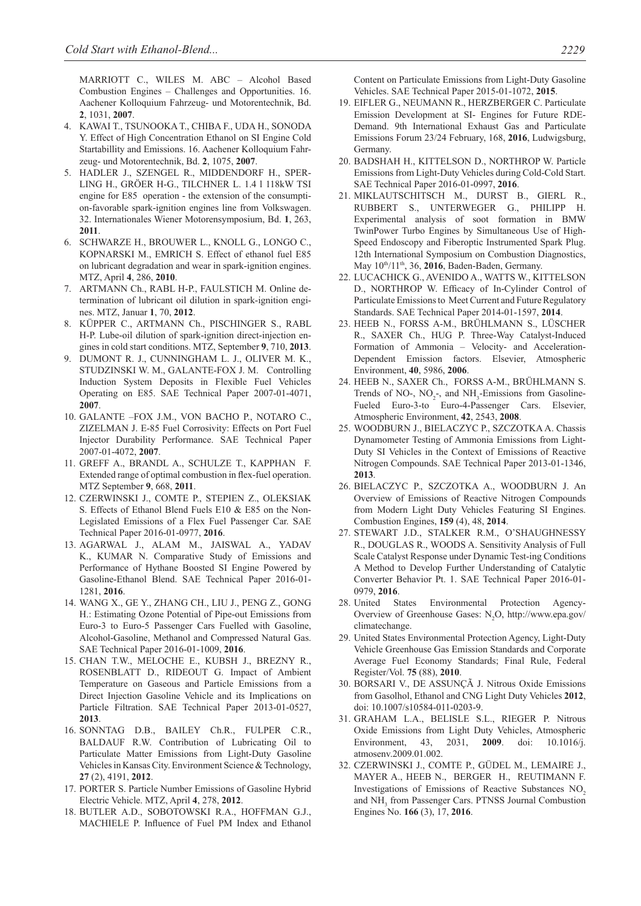MARRIOTT C., WILES M. ABC – Alcohol Based Combustion Engines – Challenges and Opportunities. 16. Aachener Kolloquium Fahrzeug- und Motorentechnik, Bd. **2**, 1031, **2007**.

4. KAWAI T., TSUNOOKA T., CHIBA F., UDA H., SONODA Y. Effect of High Concentration Ethanol on SI Engine Cold Startabillity and Emissions. 16. Aachener Kolloquium Fahrzeug- und Motorentechnik, Bd. **2**, 1075, **2007**.
5. HADLER J., SZENGEL R., MIDDENDORF H., SPERLING H., GRÖER H-G., TILCHNER L. 1.4 l 118kW TSI engine for E85 operation - the extension of the consumption-favorable spark-ignition engines line from Volkswagen. 32. Internationales Wiener Motorensymposium, Bd. **1**, 263, **2011**.
6. SCHWARZE H., BROUWER L., KNOLL G., LONGO C., KOPNARSKI M., EMRICH S. Effect of ethanol fuel E85 on lubricant degradation and wear in spark-ignition engines. MTZ, April **4**, 286, **2010**.
7. ARTMANN Ch., RABL H-P., FAULSTICH M. Online determination of lubricant oil dilution in spark-ignition engines. MTZ, Januar **1**, 70, **2012**.
8. KÜPPER C., ARTMANN Ch., PISCHINGER S., RABL H-P. Lube-oil dilution of spark-ignition direct-injection engines in cold start conditions. MTZ, September **9**, 710, **2013**.
9. DUMONT R. J., CUNNINGHAM L. J., OLIVER M. K., STUDZINSKI W. M., GALANTE-FOX J. M. Controlling Induction System Deposits in Flexible Fuel Vehicles Operating on E85. SAE Technical Paper 2007-01-4071, **2007**.
10. GALANTE –FOX J.M., VON BACHO P., NOTARO C., ZIZELMAN J. E-85 Fuel Corrosivity: Effects on Port Fuel Injector Durability Performance. SAE Technical Paper 2007-01-4072, **2007**.
11. GREFF A., BRANDL A., SCHULZE T., KAPPHAN F. Extended range of optimal combustion in flex-fuel operation. MTZ September **9**, 668, **2011**.
12. CZERWINSKI J., COMTE P., STEPIEN Z., OLEKSIAK S. Effects of Ethanol Blend Fuels E10 & E85 on the Non-Legislated Emissions of a Flex Fuel Passenger Car. SAE Technical Paper 2016-01-0977, **2016**.
13. AGARWAL J., ALAM M., JAISWAL A., YADAV K., KUMAR N. Comparative Study of Emissions and Performance of Hythane Boosted SI Engine Powered by Gasoline-Ethanol Blend. SAE Technical Paper 2016-01-1281, **2016**.
14. WANG X., GE Y., ZHANG CH., LIU J., PENG Z., GONG H.: Estimating Ozone Potential of Pipe-out Emissions from Euro-3 to Euro-5 Passenger Cars Fuelled with Gasoline, Alcohol-Gasoline, Methanol and Compressed Natural Gas. SAE Technical Paper 2016-01-1009, **2016**.
15. CHAN T.W., MELOCHE E., KUBSH J., BREZNY R., ROSENBLATT D., RIDEOUT G. Impact of Ambient Temperature on Gaseous and Particle Emissions from a Direct Injection Gasoline Vehicle and its Implications on Particle Filtration. SAE Technical Paper 2013-01-0527, **2013**.
16. SONNTAG D.B., BAILEY Ch.R., FULPER C.R., BALDAUF R.W. Contribution of Lubricating Oil to Particulate Matter Emissions from Light-Duty Gasoline Vehicles in Kansas City. Environment Science & Technology, **27** (2), 4191, **2012**.
17. PORTER S. Particle Number Emissions of Gasoline Hybrid Electric Vehicle. MTZ, April **4**, 278, **2012**.
18. BUTLER A.D., SOBOTOWSKI R.A., HOFFMAN G.J., MACHIELE P. Influence of Fuel PM Index and Ethanol Content on Particulate Emissions from Light-Duty Gasoline Vehicles. SAE Technical Paper 2015-01-1072, **2015**.
19. EIFLER G., NEUMANN R., HERZBERGER C. Particulate Emission Development at SI- Engines for Future RDE-Demand. 9th International Exhaust Gas and Particulate Emissions Forum 23/24 February, 168, **2016**, Ludwigsburg, Germany.
20. BADSHAH H., KITTELSON D., NORTHROP W. Particle Emissions from Light-Duty Vehicles during Cold-Cold Start. SAE Technical Paper 2016-01-0997, **2016**.
21. MIKLAUTSCHITSCH M., DURST B., GIERL R., RUBBERT S., UNTERWEGER G., PHILIPP H. Experimental analysis of soot formation in BMW TwinPower Turbo Engines by Simultaneous Use of High-Speed Endoscopy and Fiberoptic Instrumented Spark Plug. 12th International Symposium on Combustion Diagnostics, May 10th/11th, 36, **2016**, Baden-Baden, Germany.
22. LUCACHICK G., AVENIDO A., WATTS W., KITTELSON D., NORTHROP W. Efficacy of In-Cylinder Control of Particulate Emissions to Meet Current and Future Regulatory Standards. SAE Technical Paper 2014-01-1597, **2014**.
23. HEEB N., FORSS A-M., BRÜHLMANN S., LÜSCHER R., SAXER Ch., HUG P. Three-Way Catalyst-Induced Formation of Ammonia – Velocity- and Acceleration-Dependent Emission factors. Elsevier, Atmospheric Environment, **40**, 5986, **2006**.
24. HEEB N., SAXER Ch., FORSS A-M., BRÜHLMANN S. Trends of NO-, $NO_2$-, and $NH_3$-Emissions from Gasoline-Fueled Euro-3-to Euro-4-Passenger Cars. Elsevier, Atmospheric Environment, **42**, 2543, **2008**.
25. WOODBURN J., BIELACZYC P., SZCZOTKA A. Chassis Dynamometer Testing of Ammonia Emissions from Light-Duty SI Vehicles in the Context of Emissions of Reactive Nitrogen Compounds. SAE Technical Paper 2013-01-1346, **2013**.
26. BIELACZYC P., SZCZOTKA A., WOODBURN J. An Overview of Emissions of Reactive Nitrogen Compounds from Modern Light Duty Vehicles Featuring SI Engines. Combustion Engines, **159** (4), 48, **2014**.
27. STEWART J.D., STALKER R.M., O'SHAUGHNESSY R., DOUGLAS R., WOODS A. Sensitivity Analysis of Full Scale Catalyst Response under Dynamic Test-ing Conditions A Method to Develop Further Understanding of Catalytic Converter Behavior Pt. 1. SAE Technical Paper 2016-01-0979, **2016**.
28. United States Environmental Protection Agency-Overview of Greenhouse Gases: $N_2O$, http://www.epa.gov/climatechange.
29. United States Environmental Protection Agency, Light-Duty Vehicle Greenhouse Gas Emission Standards and Corporate Average Fuel Economy Standards; Final Rule, Federal Register/Vol. **75** (88), **2010**.
30. BORSARI V., DE ASSUNÇÃ J. Nitrous Oxide Emissions from Gasolhol, Ethanol and CNG Light Duty Vehicles **2012**, doi: 10.1007/s10584-011-0203-9.
31. GRAHAM L.A., BELISLE S.L., RIEGER P. Nitrous Oxide Emissions from Light Duty Vehicles, Atmospheric Environment, 43, 2031, **2009**. doi: 10.1016/j.atmosenv.2009.01.002.
32. CZERWINSKI J., COMTE P., GÜDEL M., LEMAIRE J., MAYER A., HEEB N., BERGER H., REUTIMANN F. Investigations of Emissions of Reactive Substances $NO_2$ and $NH_3$ from Passenger Cars. PTNSS Journal Combustion Engines No. **166** (3), 17, **2016**.